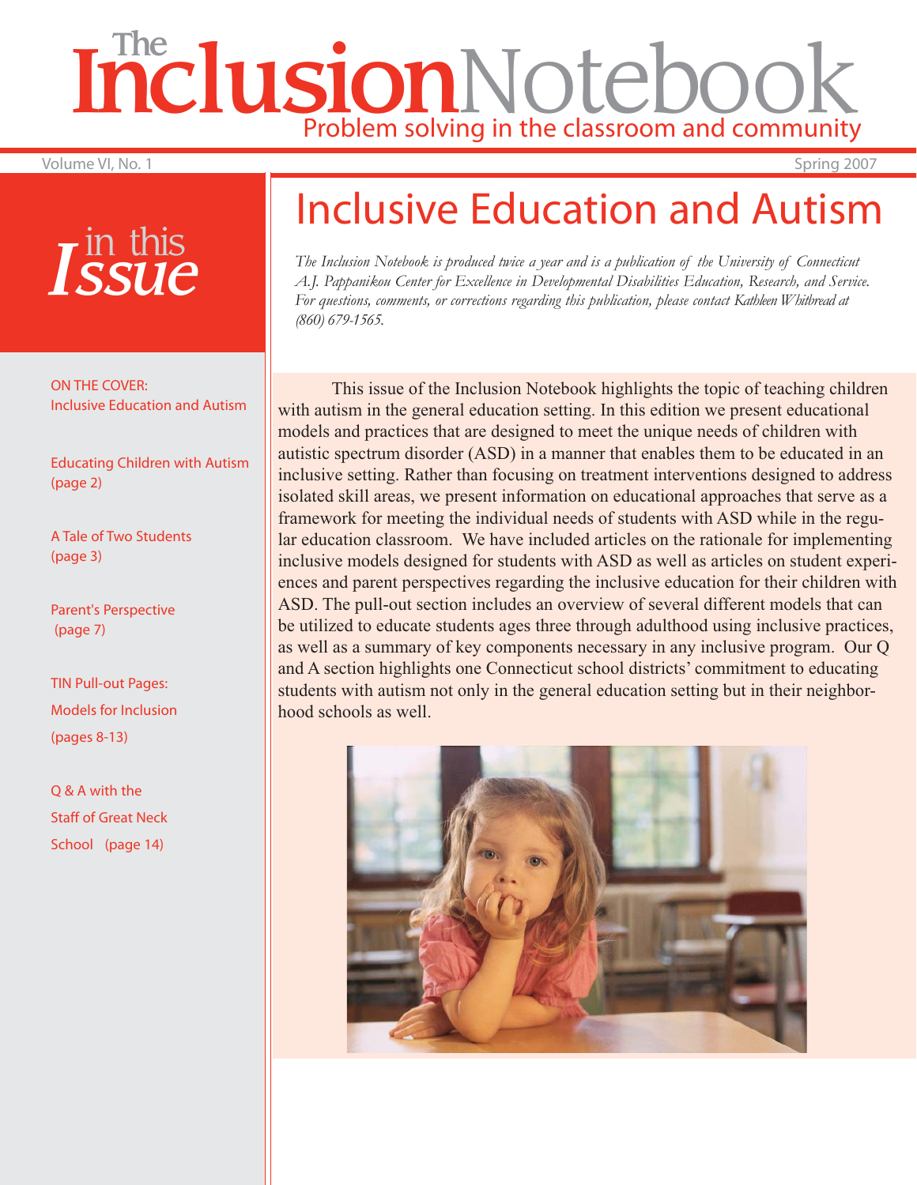# The Inclusion Notebook

Problem solving in the classroom and community

Volume VI, No. 1 — Spring 2007

## in this Issue

ON THE COVER: Inclusive Education and Autism

Educating Children with Autism (page 2)

A Tale of Two Students (page 3)

Parent's Perspective (page 7)

TIN Pull-out Pages: Models for Inclusion (pages 8-13)

Q & A with the Staff of Great Neck School (page 14)

# Inclusive Education and Autism

*The Inclusion Notebook is produced twice a year and is a publication of the University of Connecticut A.J. Pappanikou Center for Excellence in Developmental Disabilities Education, Research, and Service. For questions, comments, or corrections regarding this publication, please contact Kathleen Whitbread at (860) 679-1565.*

This issue of the Inclusion Notebook highlights the topic of teaching children with autism in the general education setting. In this edition we present educational models and practices that are designed to meet the unique needs of children with autistic spectrum disorder (ASD) in a manner that enables them to be educated in an inclusive setting. Rather than focusing on treatment interventions designed to address isolated skill areas, we present information on educational approaches that serve as a framework for meeting the individual needs of students with ASD while in the regular education classroom. We have included articles on the rationale for implementing inclusive models designed for students with ASD as well as articles on student experiences and parent perspectives regarding the inclusive education for their children with ASD. The pull-out section includes an overview of several different models that can be utilized to educate students ages three through adulthood using inclusive practices, as well as a summary of key components necessary in any inclusive program. Our Q and A section highlights one Connecticut school districts' commitment to educating students with autism not only in the general education setting but in their neighborhood schools as well.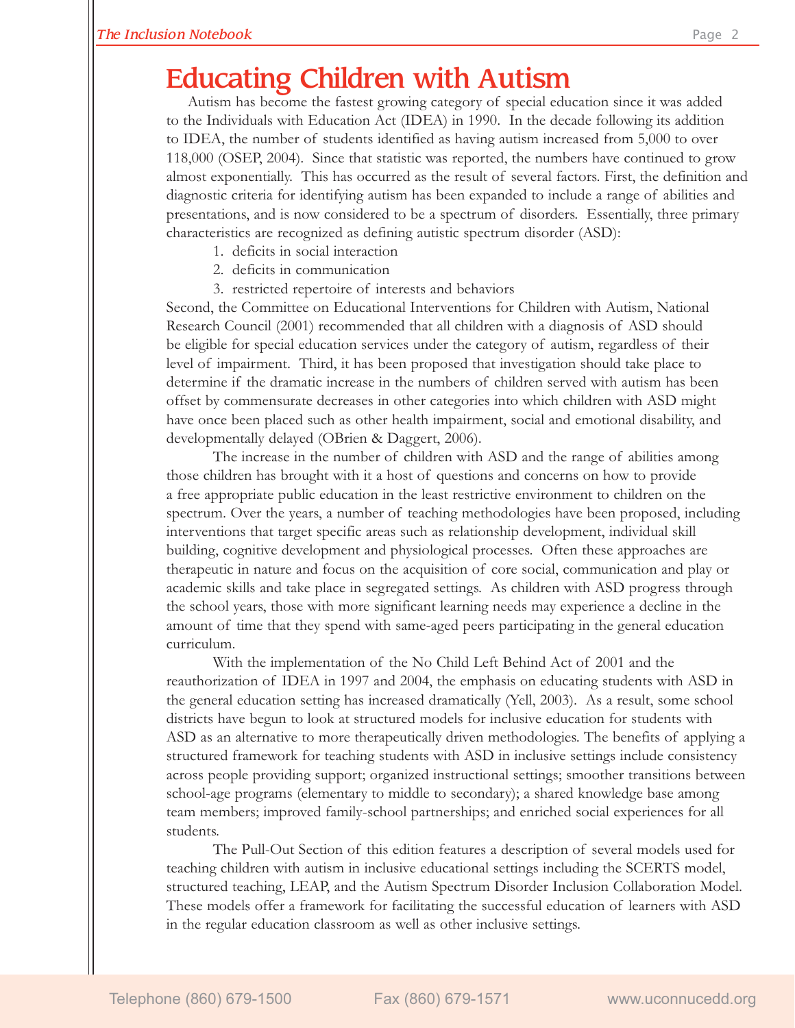# Educating Children with Autism

Autism has become the fastest growing category of special education since it was added to the Individuals with Education Act (IDEA) in 1990. In the decade following its addition to IDEA, the number of students identified as having autism increased from 5,000 to over 118,000 (OSEP, 2004). Since that statistic was reported, the numbers have continued to grow almost exponentially. This has occurred as the result of several factors. First, the definition and diagnostic criteria for identifying autism has been expanded to include a range of abilities and presentations, and is now considered to be a spectrum of disorders. Essentially, three primary characteristics are recognized as defining autistic spectrum disorder (ASD):

1. deficits in social interaction
2. deficits in communication
3. restricted repertoire of interests and behaviors

Second, the Committee on Educational Interventions for Children with Autism, National Research Council (2001) recommended that all children with a diagnosis of ASD should be eligible for special education services under the category of autism, regardless of their level of impairment. Third, it has been proposed that investigation should take place to determine if the dramatic increase in the numbers of children served with autism has been offset by commensurate decreases in other categories into which children with ASD might have once been placed such as other health impairment, social and emotional disability, and developmentally delayed (OBrien & Daggert, 2006).

The increase in the number of children with ASD and the range of abilities among those children has brought with it a host of questions and concerns on how to provide a free appropriate public education in the least restrictive environment to children on the spectrum. Over the years, a number of teaching methodologies have been proposed, including interventions that target specific areas such as relationship development, individual skill building, cognitive development and physiological processes. Often these approaches are therapeutic in nature and focus on the acquisition of core social, communication and play or academic skills and take place in segregated settings. As children with ASD progress through the school years, those with more significant learning needs may experience a decline in the amount of time that they spend with same-aged peers participating in the general education curriculum.

With the implementation of the No Child Left Behind Act of 2001 and the reauthorization of IDEA in 1997 and 2004, the emphasis on educating students with ASD in the general education setting has increased dramatically (Yell, 2003). As a result, some school districts have begun to look at structured models for inclusive education for students with ASD as an alternative to more therapeutically driven methodologies. The benefits of applying a structured framework for teaching students with ASD in inclusive settings include consistency across people providing support; organized instructional settings; smoother transitions between school-age programs (elementary to middle to secondary); a shared knowledge base among team members; improved family-school partnerships; and enriched social experiences for all students.

The Pull-Out Section of this edition features a description of several models used for teaching children with autism in inclusive educational settings including the SCERTS model, structured teaching, LEAP, and the Autism Spectrum Disorder Inclusion Collaboration Model. These models offer a framework for facilitating the successful education of learners with ASD in the regular education classroom as well as other inclusive settings.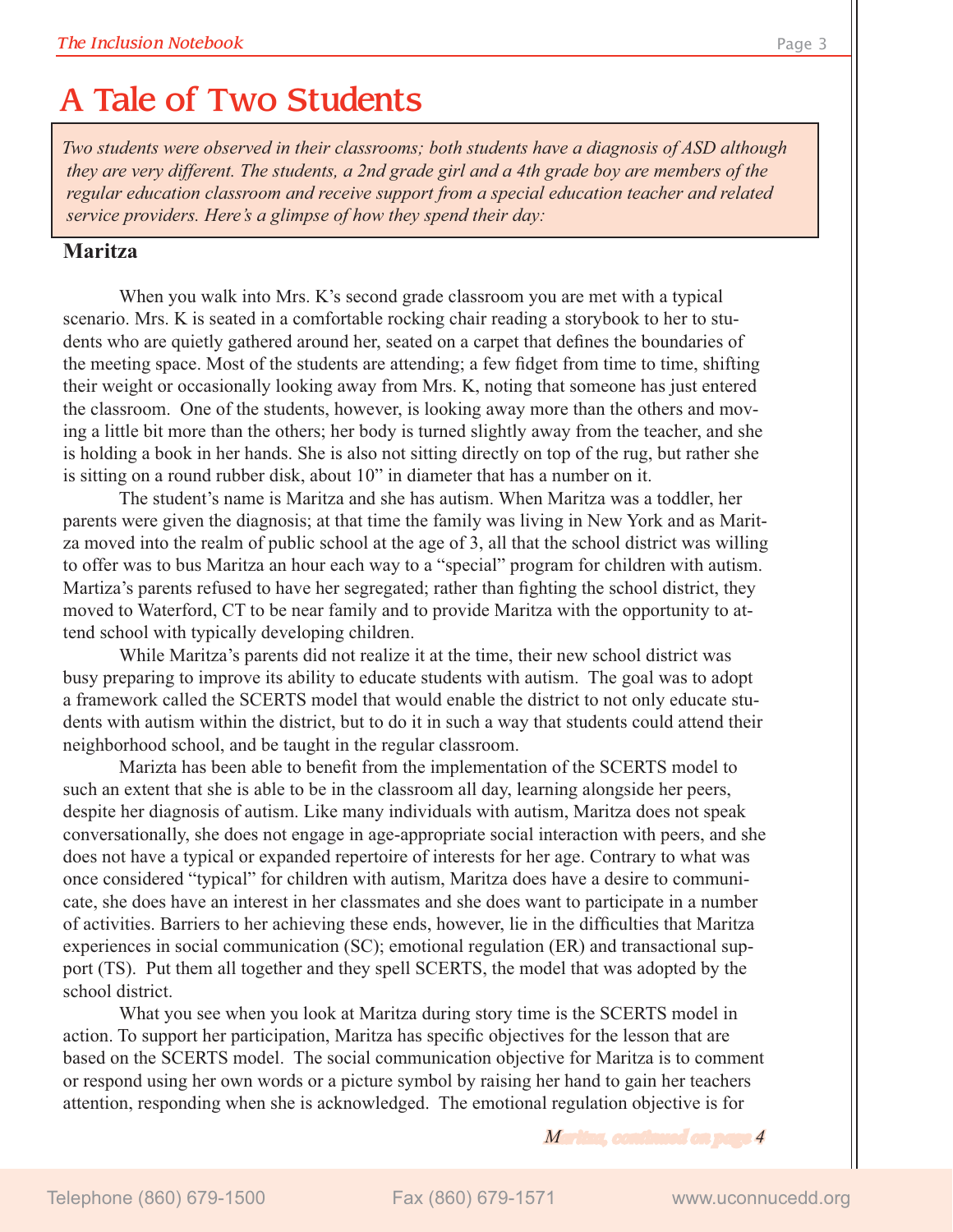# A Tale of Two Students

*Two students were observed in their classrooms; both students have a diagnosis of ASD although they are very different. The students, a 2nd grade girl and a 4th grade boy are members of the regular education classroom and receive support from a special education teacher and related service providers. Here's a glimpse of how they spend their day:*

## Maritza

When you walk into Mrs. K's second grade classroom you are met with a typical scenario. Mrs. K is seated in a comfortable rocking chair reading a storybook to her to students who are quietly gathered around her, seated on a carpet that defines the boundaries of the meeting space. Most of the students are attending; a few fidget from time to time, shifting their weight or occasionally looking away from Mrs. K, noting that someone has just entered the classroom. One of the students, however, is looking away more than the others and moving a little bit more than the others; her body is turned slightly away from the teacher, and she is holding a book in her hands. She is also not sitting directly on top of the rug, but rather she is sitting on a round rubber disk, about 10" in diameter that has a number on it.

The student's name is Maritza and she has autism. When Maritza was a toddler, her parents were given the diagnosis; at that time the family was living in New York and as Maritza moved into the realm of public school at the age of 3, all that the school district was willing to offer was to bus Maritza an hour each way to a "special" program for children with autism. Martiza's parents refused to have her segregated; rather than fighting the school district, they moved to Waterford, CT to be near family and to provide Maritza with the opportunity to attend school with typically developing children.

While Maritza's parents did not realize it at the time, their new school district was busy preparing to improve its ability to educate students with autism. The goal was to adopt a framework called the SCERTS model that would enable the district to not only educate students with autism within the district, but to do it in such a way that students could attend their neighborhood school, and be taught in the regular classroom.

Marizta has been able to benefit from the implementation of the SCERTS model to such an extent that she is able to be in the classroom all day, learning alongside her peers, despite her diagnosis of autism. Like many individuals with autism, Maritza does not speak conversationally, she does not engage in age-appropriate social interaction with peers, and she does not have a typical or expanded repertoire of interests for her age. Contrary to what was once considered "typical" for children with autism, Maritza does have a desire to communicate, she does have an interest in her classmates and she does want to participate in a number of activities. Barriers to her achieving these ends, however, lie in the difficulties that Maritza experiences in social communication (SC); emotional regulation (ER) and transactional support (TS). Put them all together and they spell SCERTS, the model that was adopted by the school district.

What you see when you look at Maritza during story time is the SCERTS model in action. To support her participation, Maritza has specific objectives for the lesson that are based on the SCERTS model. The social communication objective for Maritza is to comment or respond using her own words or a picture symbol by raising her hand to gain her teachers attention, responding when she is acknowledged. The emotional regulation objective is for

*Maritza, continued on page 4*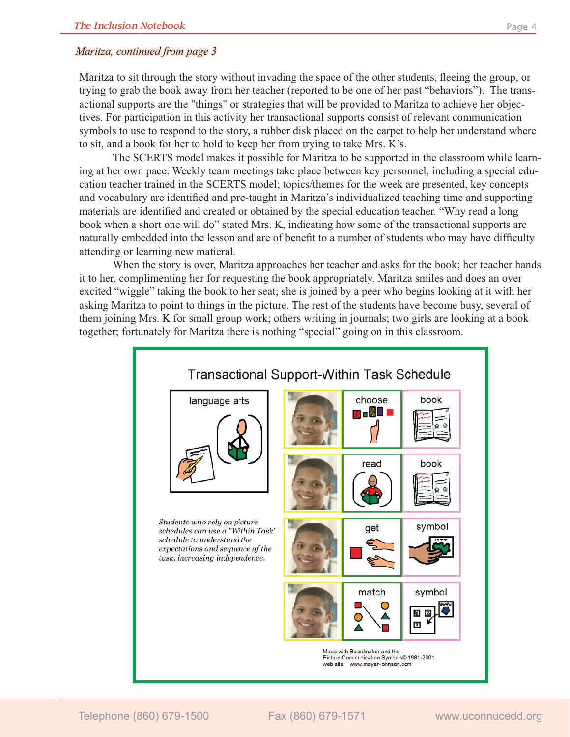*Maritza, continued from page 3*

Maritza to sit through the story without invading the space of the other students, fleeing the group, or trying to grab the book away from her teacher (reported to be one of her past "behaviors"). The transactional supports are the "things" or strategies that will be provided to Maritza to achieve her objectives. For participation in this activity her transactional supports consist of relevant communication symbols to use to respond to the story, a rubber disk placed on the carpet to help her understand where to sit, and a book for her to hold to keep her from trying to take Mrs. K's.

The SCERTS model makes it possible for Maritza to be supported in the classroom while learning at her own pace. Weekly team meetings take place between key personnel, including a special education teacher trained in the SCERTS model; topics/themes for the week are presented, key concepts and vocabulary are identified and pre-taught in Maritza's individualized teaching time and supporting materials are identified and created or obtained by the special education teacher. "Why read a long book when a short one will do" stated Mrs. K, indicating how some of the transactional supports are naturally embedded into the lesson and are of benefit to a number of students who may have difficulty attending or learning new matieral.

When the story is over, Maritza approaches her teacher and asks for the book; her teacher hands it to her, complimenting her for requesting the book appropriately. Maritza smiles and does an over excited "wiggle" taking the book to her seat; she is joined by a peer who begins looking at it with her asking Maritza to point to things in the picture. The rest of the students have become busy, several of them joining Mrs. K for small group work; others writing in journals; two girls are looking at a book together; fortunately for Maritza there is nothing "special" going on in this classroom.

**Transactional Support-Within Task Schedule**

language arts

| | | |
|---|---|---|
| | choose | book |
| | read | book |
| | get | symbol |
| | match | symbol |

*Students who rely on picture schedules can use a "Within Task" schedule to understand the expectations and sequence of the task, increasing independence.*

Made with Boardmaker and the Picture Communication Symbols© 1981-2001 web site: www.mayer-johnson.com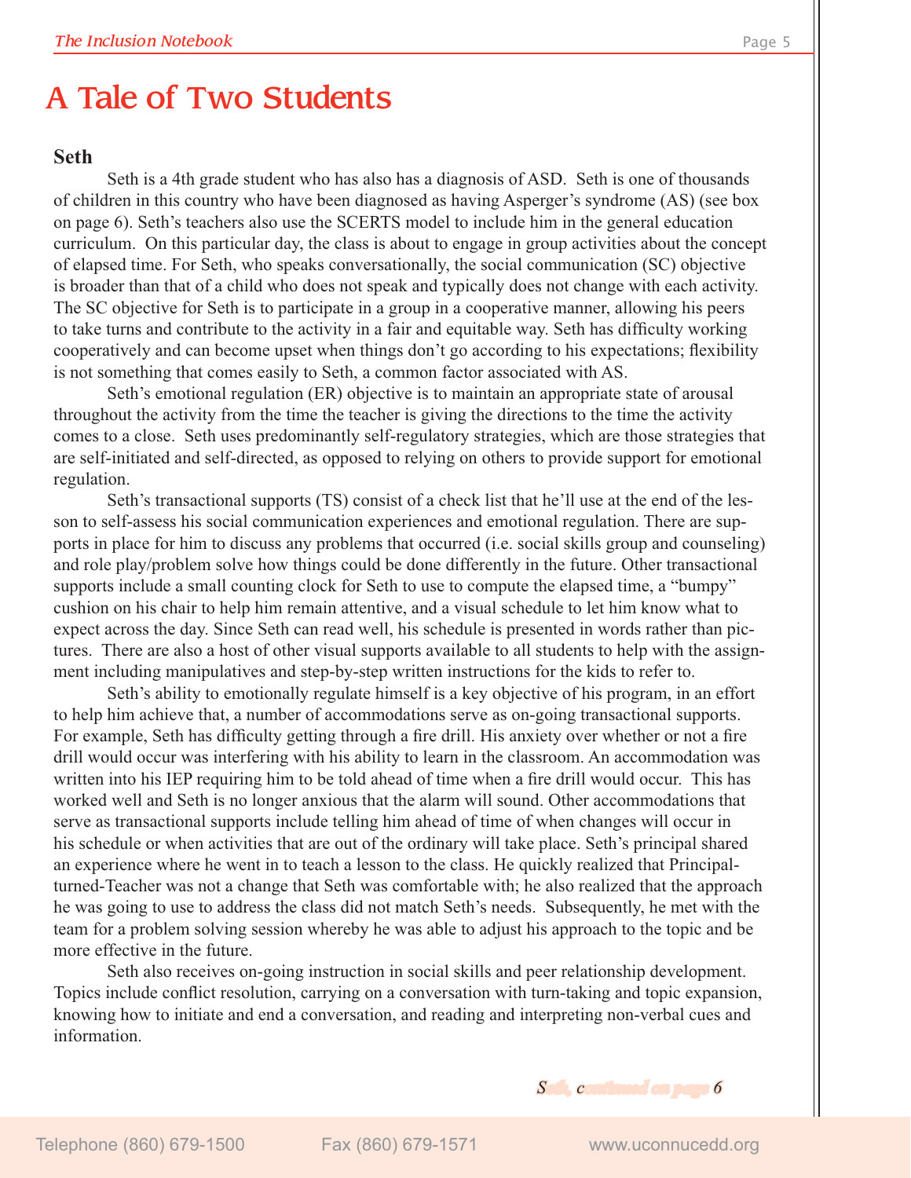# A Tale of Two Students

## Seth

Seth is a 4th grade student who has also has a diagnosis of ASD. Seth is one of thousands of children in this country who have been diagnosed as having Asperger's syndrome (AS) (see box on page 6). Seth's teachers also use the SCERTS model to include him in the general education curriculum. On this particular day, the class is about to engage in group activities about the concept of elapsed time. For Seth, who speaks conversationally, the social communication (SC) objective is broader than that of a child who does not speak and typically does not change with each activity. The SC objective for Seth is to participate in a group in a cooperative manner, allowing his peers to take turns and contribute to the activity in a fair and equitable way. Seth has difficulty working cooperatively and can become upset when things don't go according to his expectations; flexibility is not something that comes easily to Seth, a common factor associated with AS.

Seth's emotional regulation (ER) objective is to maintain an appropriate state of arousal throughout the activity from the time the teacher is giving the directions to the time the activity comes to a close. Seth uses predominantly self-regulatory strategies, which are those strategies that are self-initiated and self-directed, as opposed to relying on others to provide support for emotional regulation.

Seth's transactional supports (TS) consist of a check list that he'll use at the end of the lesson to self-assess his social communication experiences and emotional regulation. There are supports in place for him to discuss any problems that occurred (i.e. social skills group and counseling) and role play/problem solve how things could be done differently in the future. Other transactional supports include a small counting clock for Seth to use to compute the elapsed time, a "bumpy" cushion on his chair to help him remain attentive, and a visual schedule to let him know what to expect across the day. Since Seth can read well, his schedule is presented in words rather than pictures. There are also a host of other visual supports available to all students to help with the assignment including manipulatives and step-by-step written instructions for the kids to refer to.

Seth's ability to emotionally regulate himself is a key objective of his program, in an effort to help him achieve that, a number of accommodations serve as on-going transactional supports. For example, Seth has difficulty getting through a fire drill. His anxiety over whether or not a fire drill would occur was interfering with his ability to learn in the classroom. An accommodation was written into his IEP requiring him to be told ahead of time when a fire drill would occur. This has worked well and Seth is no longer anxious that the alarm will sound. Other accommodations that serve as transactional supports include telling him ahead of time of when changes will occur in his schedule or when activities that are out of the ordinary will take place. Seth's principal shared an experience where he went in to teach a lesson to the class. He quickly realized that Principal-turned-Teacher was not a change that Seth was comfortable with; he also realized that the approach he was going to use to address the class did not match Seth's needs. Subsequently, he met with the team for a problem solving session whereby he was able to adjust his approach to the topic and be more effective in the future.

Seth also receives on-going instruction in social skills and peer relationship development. Topics include conflict resolution, carrying on a conversation with turn-taking and topic expansion, knowing how to initiate and end a conversation, and reading and interpreting non-verbal cues and information.

*Seth, continued on page 6*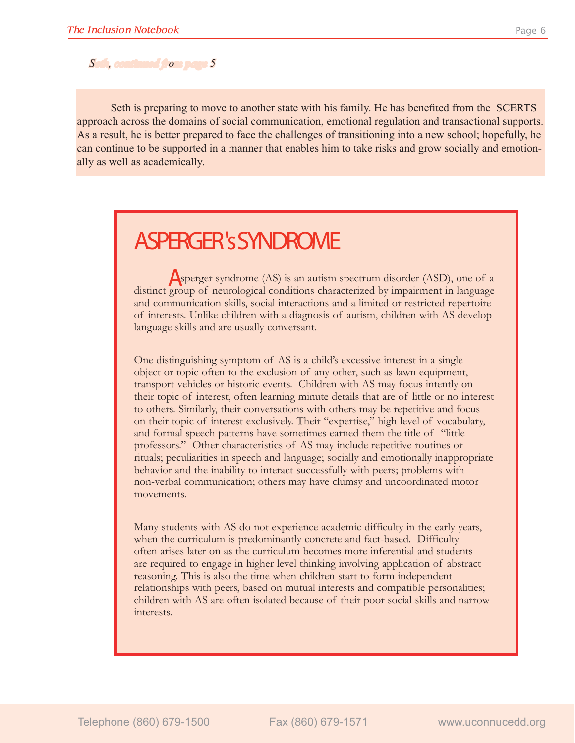*Seth, continued from page 5*

Seth is preparing to move to another state with his family. He has benefited from the SCERTS approach across the domains of social communication, emotional regulation and transactional supports. As a result, he is better prepared to face the challenges of transitioning into a new school; hopefully, he can continue to be supported in a manner that enables him to take risks and grow socially and emotionally as well as academically.

# ASPERGER's SYNDROME

Asperger syndrome (AS) is an autism spectrum disorder (ASD), one of a distinct group of neurological conditions characterized by impairment in language and communication skills, social interactions and a limited or restricted repertoire of interests. Unlike children with a diagnosis of autism, children with AS develop language skills and are usually conversant.

One distinguishing symptom of AS is a child's excessive interest in a single object or topic often to the exclusion of any other, such as lawn equipment, transport vehicles or historic events. Children with AS may focus intently on their topic of interest, often learning minute details that are of little or no interest to others. Similarly, their conversations with others may be repetitive and focus on their topic of interest exclusively. Their "expertise," high level of vocabulary, and formal speech patterns have sometimes earned them the title of "little professors." Other characteristics of AS may include repetitive routines or rituals; peculiarities in speech and language; socially and emotionally inappropriate behavior and the inability to interact successfully with peers; problems with non-verbal communication; others may have clumsy and uncoordinated motor movements.

Many students with AS do not experience academic difficulty in the early years, when the curriculum is predominantly concrete and fact-based. Difficulty often arises later on as the curriculum becomes more inferential and students are required to engage in higher level thinking involving application of abstract reasoning. This is also the time when children start to form independent relationships with peers, based on mutual interests and compatible personalities; children with AS are often isolated because of their poor social skills and narrow interests.

Telephone (860) 679-1500 Fax (860) 679-1571 www.uconnucedd.org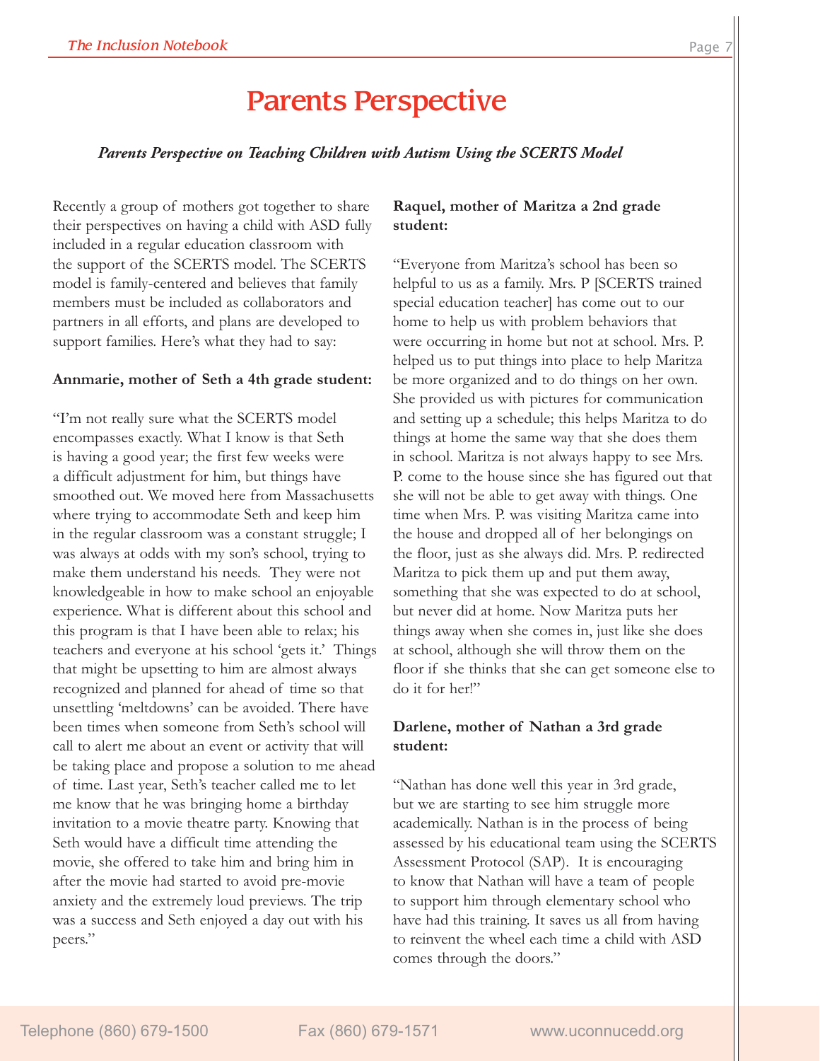# Parents Perspective

***Parents Perspective on Teaching Children with Autism Using the SCERTS Model***

Recently a group of mothers got together to share their perspectives on having a child with ASD fully included in a regular education classroom with the support of the SCERTS model. The SCERTS model is family-centered and believes that family members must be included as collaborators and partners in all efforts, and plans are developed to support families. Here's what they had to say:

**Annmarie, mother of Seth a 4th grade student:**

"I'm not really sure what the SCERTS model encompasses exactly. What I know is that Seth is having a good year; the first few weeks were a difficult adjustment for him, but things have smoothed out. We moved here from Massachusetts where trying to accommodate Seth and keep him in the regular classroom was a constant struggle; I was always at odds with my son's school, trying to make them understand his needs. They were not knowledgeable in how to make school an enjoyable experience. What is different about this school and this program is that I have been able to relax; his teachers and everyone at his school 'gets it.' Things that might be upsetting to him are almost always recognized and planned for ahead of time so that unsettling 'meltdowns' can be avoided. There have been times when someone from Seth's school will call to alert me about an event or activity that will be taking place and propose a solution to me ahead of time. Last year, Seth's teacher called me to let me know that he was bringing home a birthday invitation to a movie theatre party. Knowing that Seth would have a difficult time attending the movie, she offered to take him and bring him in after the movie had started to avoid pre-movie anxiety and the extremely loud previews. The trip was a success and Seth enjoyed a day out with his peers."

**Raquel, mother of Maritza a 2nd grade student:**

"Everyone from Maritza's school has been so helpful to us as a family. Mrs. P [SCERTS trained special education teacher] has come out to our home to help us with problem behaviors that were occurring in home but not at school. Mrs. P. helped us to put things into place to help Maritza be more organized and to do things on her own. She provided us with pictures for communication and setting up a schedule; this helps Maritza to do things at home the same way that she does them in school. Maritza is not always happy to see Mrs. P. come to the house since she has figured out that she will not be able to get away with things. One time when Mrs. P. was visiting Maritza came into the house and dropped all of her belongings on the floor, just as she always did. Mrs. P. redirected Maritza to pick them up and put them away, something that she was expected to do at school, but never did at home. Now Maritza puts her things away when she comes in, just like she does at school, although she will throw them on the floor if she thinks that she can get someone else to do it for her!"

**Darlene, mother of Nathan a 3rd grade student:**

"Nathan has done well this year in 3rd grade, but we are starting to see him struggle more academically. Nathan is in the process of being assessed by his educational team using the SCERTS Assessment Protocol (SAP). It is encouraging to know that Nathan will have a team of people to support him through elementary school who have had this training. It saves us all from having to reinvent the wheel each time a child with ASD comes through the doors."